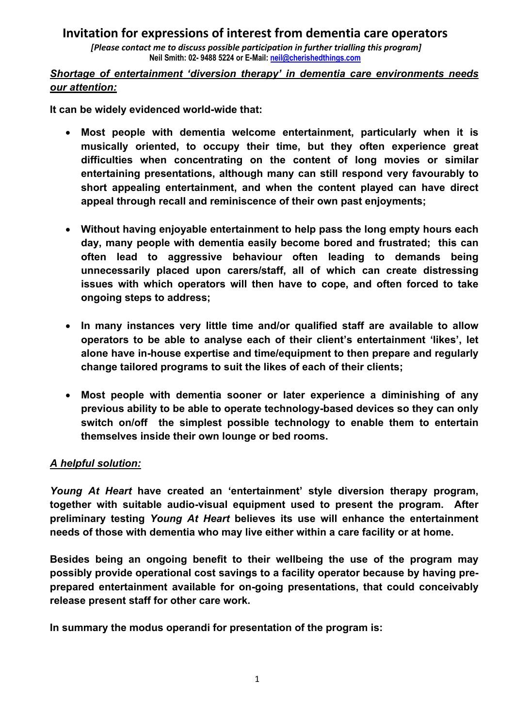# Invitation for expressions of interest from dementia care operators

*[Please contact me to discuss possible participation in further trialling this program]*
**Neil Smith: 02- 9488 5224 or E-Mail: neil@cherishedthings.com**

***<u>Shortage of entertainment 'diversion therapy' in dementia care environments needs our attention:</u>***

**It can be widely evidenced world-wide that:**

- **Most people with dementia welcome entertainment, particularly when it is musically oriented, to occupy their time, but they often experience great difficulties when concentrating on the content of long movies or similar entertaining presentations, although many can still respond very favourably to short appealing entertainment, and when the content played can have direct appeal through recall and reminiscence of their own past enjoyments;**

- **Without having enjoyable entertainment to help pass the long empty hours each day, many people with dementia easily become bored and frustrated; this can often lead to aggressive behaviour often leading to demands being unnecessarily placed upon carers/staff, all of which can create distressing issues with which operators will then have to cope, and often forced to take ongoing steps to address;**

- **In many instances very little time and/or qualified staff are available to allow operators to be able to analyse each of their client's entertainment 'likes', let alone have in-house expertise and time/equipment to then prepare and regularly change tailored programs to suit the likes of each of their clients;**

- **Most people with dementia sooner or later experience a diminishing of any previous ability to be able to operate technology-based devices so they can only switch on/off the simplest possible technology to enable them to entertain themselves inside their own lounge or bed rooms.**

***<u>A helpful solution:</u>***

***Young At Heart*** **have created an 'entertainment' style diversion therapy program, together with suitable audio-visual equipment used to present the program. After preliminary testing** ***Young At Heart*** **believes its use will enhance the entertainment needs of those with dementia who may live either within a care facility or at home.**

**Besides being an ongoing benefit to their wellbeing the use of the program may possibly provide operational cost savings to a facility operator because by having pre-prepared entertainment available for on-going presentations, that could conceivably release present staff for other care work.**

**In summary the modus operandi for presentation of the program is:**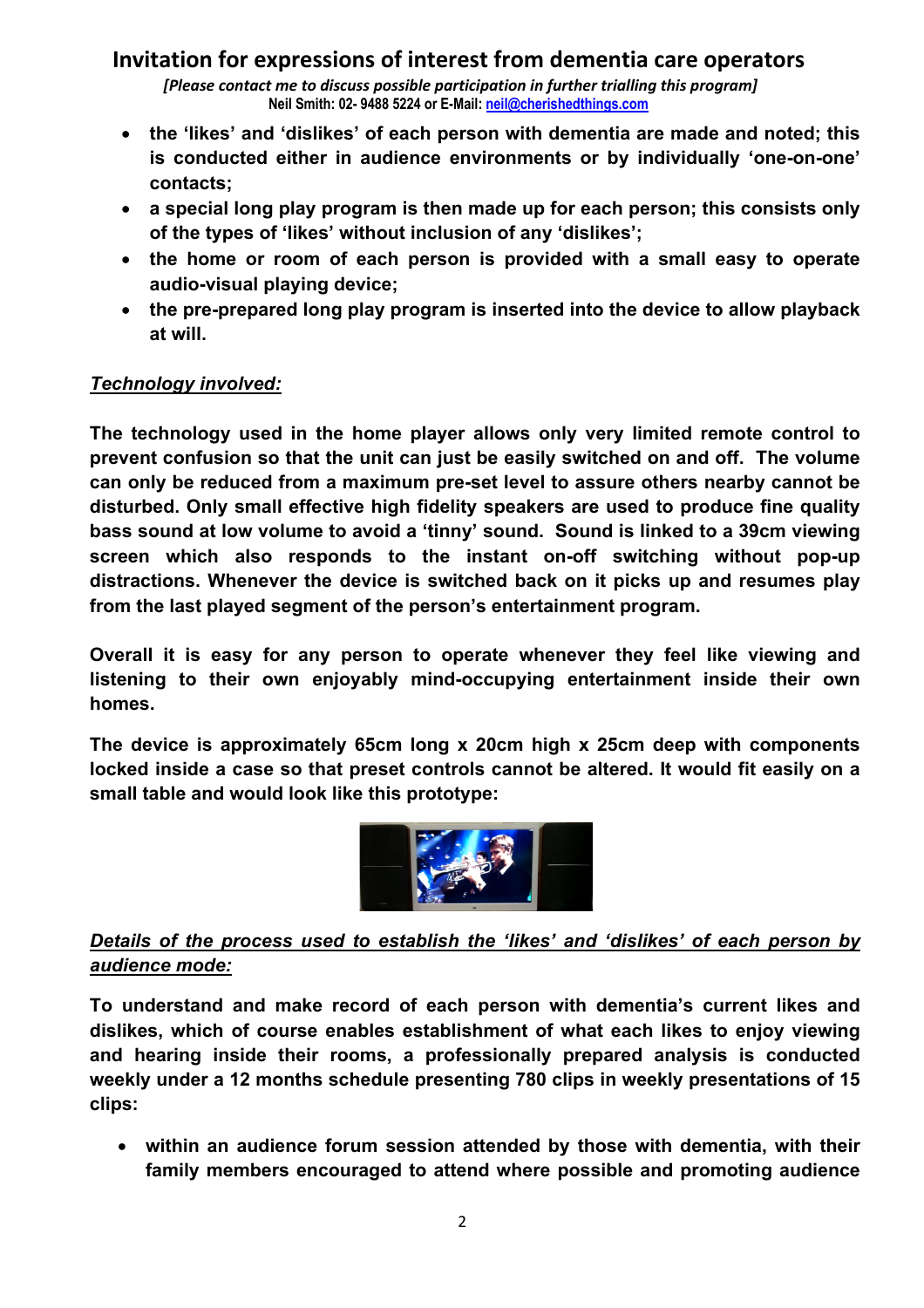# Invitation for expressions of interest from dementia care operators

*[Please contact me to discuss possible participation in further trialling this program]*
**Neil Smith: 02- 9488 5224 or E-Mail: neil@cherishedthings.com**

- **the 'likes' and 'dislikes' of each person with dementia are made and noted; this is conducted either in audience environments or by individually 'one-on-one' contacts;**
- **a special long play program is then made up for each person; this consists only of the types of 'likes' without inclusion of any 'dislikes';**
- **the home or room of each person is provided with a small easy to operate audio-visual playing device;**
- **the pre-prepared long play program is inserted into the device to allow playback at will.**

***Technology involved:***

**The technology used in the home player allows only very limited remote control to prevent confusion so that the unit can just be easily switched on and off. The volume can only be reduced from a maximum pre-set level to assure others nearby cannot be disturbed. Only small effective high fidelity speakers are used to produce fine quality bass sound at low volume to avoid a 'tinny' sound. Sound is linked to a 39cm viewing screen which also responds to the instant on-off switching without pop-up distractions. Whenever the device is switched back on it picks up and resumes play from the last played segment of the person's entertainment program.**

**Overall it is easy for any person to operate whenever they feel like viewing and listening to their own enjoyably mind-occupying entertainment inside their own homes.**

**The device is approximately 65cm long x 20cm high x 25cm deep with components locked inside a case so that preset controls cannot be altered. It would fit easily on a small table and would look like this prototype:**

***Details of the process used to establish the 'likes' and 'dislikes' of each person by audience mode:***

**To understand and make record of each person with dementia's current likes and dislikes, which of course enables establishment of what each likes to enjoy viewing and hearing inside their rooms, a professionally prepared analysis is conducted weekly under a 12 months schedule presenting 780 clips in weekly presentations of 15 clips:**

- **within an audience forum session attended by those with dementia, with their family members encouraged to attend where possible and promoting audience**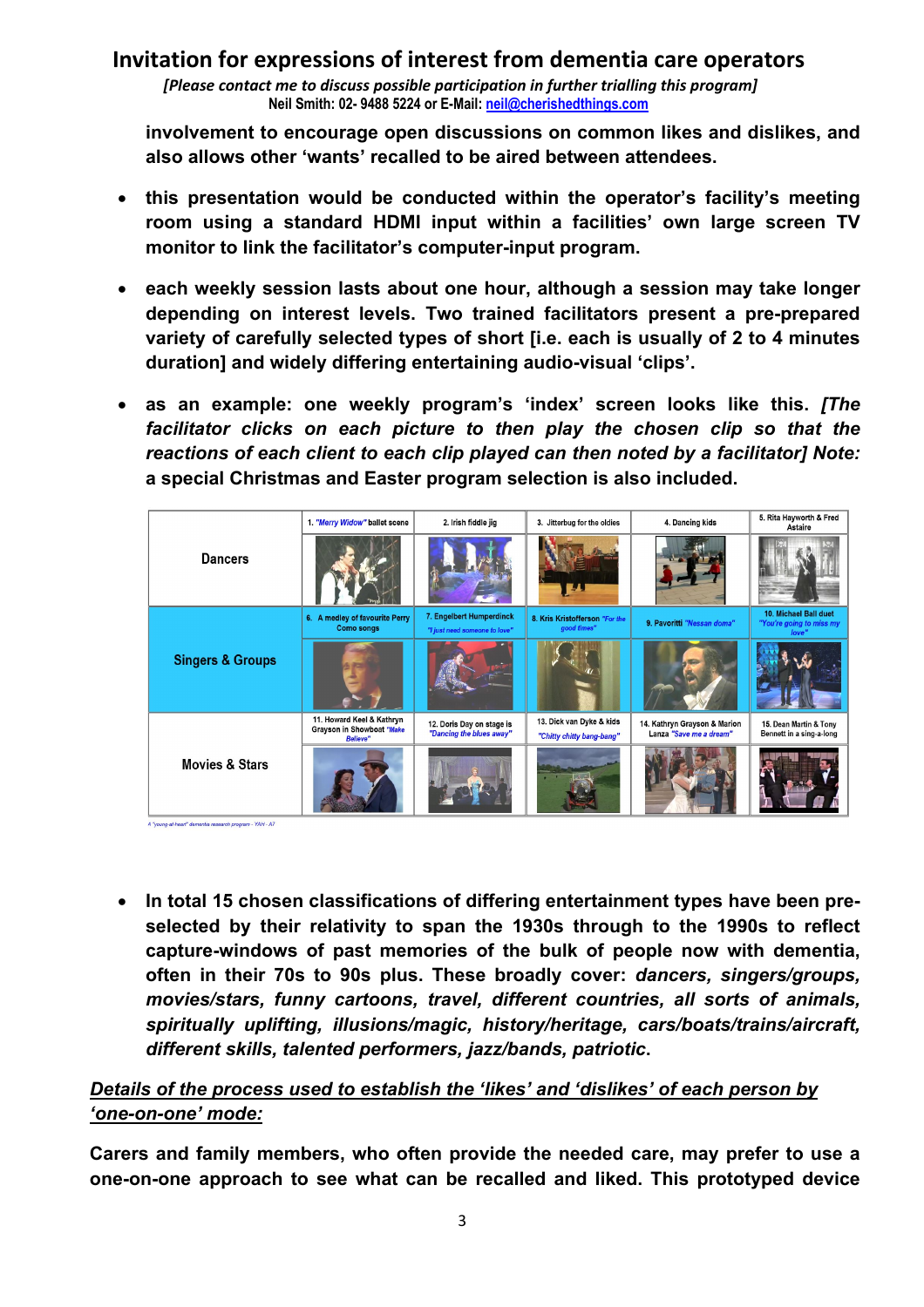# Invitation for expressions of interest from dementia care operators

*[Please contact me to discuss possible participation in further trialling this program]*

**Neil Smith: 02- 9488 5224 or E-Mail: neil@cherishedthings.com**

**involvement to encourage open discussions on common likes and dislikes, and also allows other 'wants' recalled to be aired between attendees.**

- **this presentation would be conducted within the operator's facility's meeting room using a standard HDMI input within a facilities' own large screen TV monitor to link the facilitator's computer-input program.**
- **each weekly session lasts about one hour, although a session may take longer depending on interest levels. Two trained facilitators present a pre-prepared variety of carefully selected types of short [i.e. each is usually of 2 to 4 minutes duration] and widely differing entertaining audio-visual 'clips'.**
- **as an example: one weekly program's 'index' screen looks like this. *[The facilitator clicks on each picture to then play the chosen clip so that the reactions of each client to each clip played can then noted by a facilitator]* Note: a special Christmas and Easter program selection is also included.**

| | | | | | |
|---|---|---|---|---|---|
| **Dancers** | 1. "Merry Widow" ballet scene | 2. Irish fiddle jig | 3. Jitterbug for the oldies | 4. Dancing kids | 5. Rita Hayworth & Fred Astaire |
| **Singers & Groups** | 6. A medley of favourite Perry Como songs | 7. Engelbert Humperdinck "I just need someone to love" | 8. Kris Kristofferson "For the good times" | 9. Pavoritti "Nessan doma" | 10. Michael Ball duet "You're going to miss my love" |
| **Movies & Stars** | 11. Howard Keel & Kathryn Grayson in Showboat "Make Believe" | 12. Doris Day on stage is "Dancing the blues away" | 13. Dick van Dyke & kids "Chitty chitty bang-bang" | 14. Kathryn Grayson & Marion Lanza "Save me a dream" | 15. Dean Martin & Tony Bennett in a sing-a-long |

A "young-at-heart" dementia research program - YAH - A7

- **In total 15 chosen classifications of differing entertainment types have been pre-selected by their relativity to span the 1930s through to the 1990s to reflect capture-windows of past memories of the bulk of people now with dementia, often in their 70s to 90s plus. These broadly cover: *dancers, singers/groups, movies/stars, funny cartoons, travel, different countries, all sorts of animals, spiritually uplifting, illusions/magic, history/heritage, cars/boats/trains/aircraft, different skills, talented performers, jazz/bands, patriotic*.**

***<u>Details of the process used to establish the 'likes' and 'dislikes' of each person by 'one-on-one' mode:</u>***

**Carers and family members, who often provide the needed care, may prefer to use a one-on-one approach to see what can be recalled and liked. This prototyped device**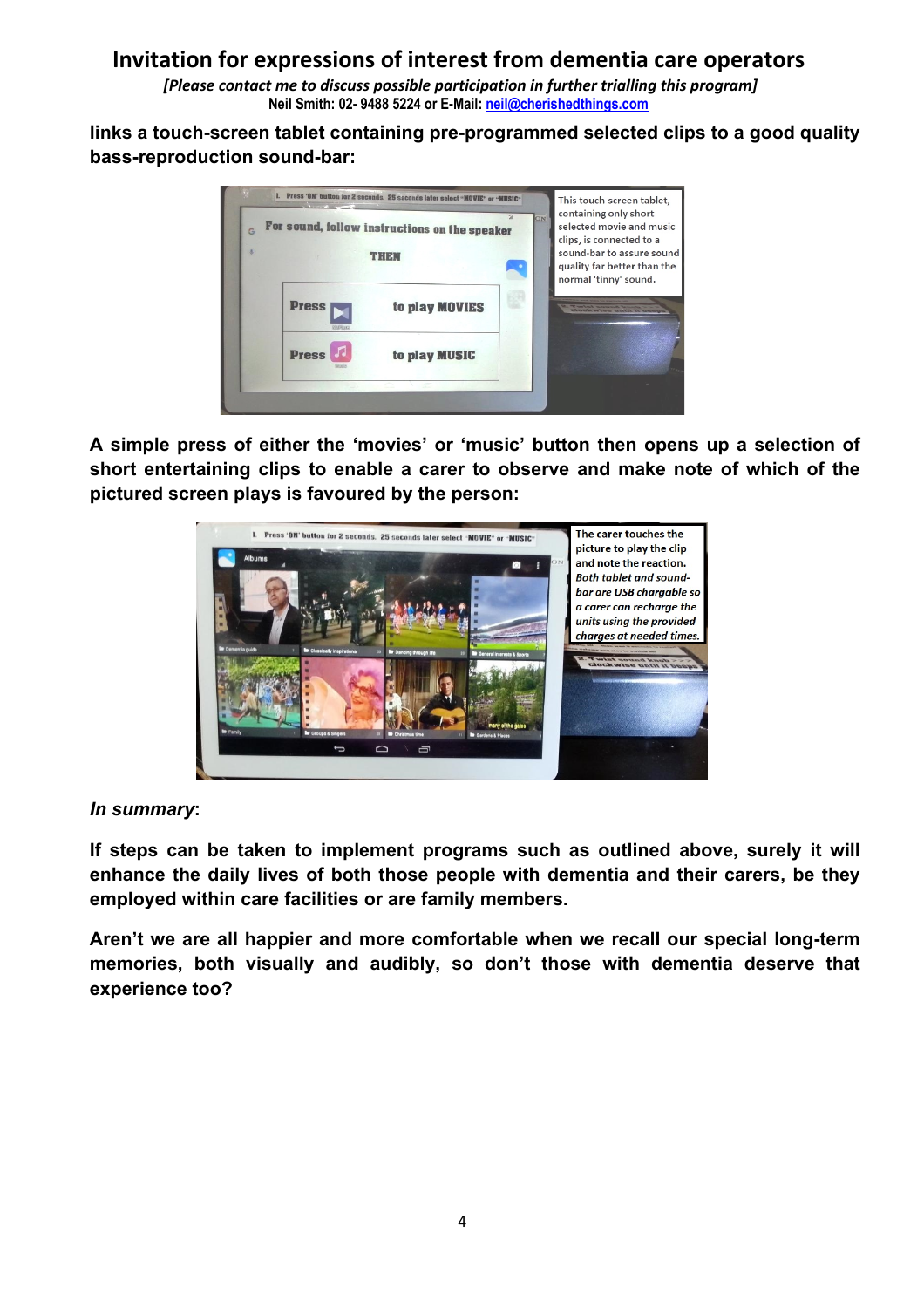# Invitation for expressions of interest from dementia care operators

*[Please contact me to discuss possible participation in further trialling this program]*

**Neil Smith: 02- 9488 5224 or E-Mail: neil@cherishedthings.com**

**links a touch-screen tablet containing pre-programmed selected clips to a good quality bass-reproduction sound-bar:**

This touch-screen tablet, containing only short selected movie and music clips, is connected to a sound-bar to assure sound quality far better than the normal 'tinny' sound.

**A simple press of either the 'movies' or 'music' button then opens up a selection of short entertaining clips to enable a carer to observe and make note of which of the pictured screen plays is favoured by the person:**

The carer touches the picture to play the clip and note the reaction. *Both tablet and sound-bar are USB chargable so a carer can recharge the units using the provided charges at needed times.*

***In summary*:**

**If steps can be taken to implement programs such as outlined above, surely it will enhance the daily lives of both those people with dementia and their carers, be they employed within care facilities or are family members.**

**Aren't we are all happier and more comfortable when we recall our special long-term memories, both visually and audibly, so don't those with dementia deserve that experience too?**